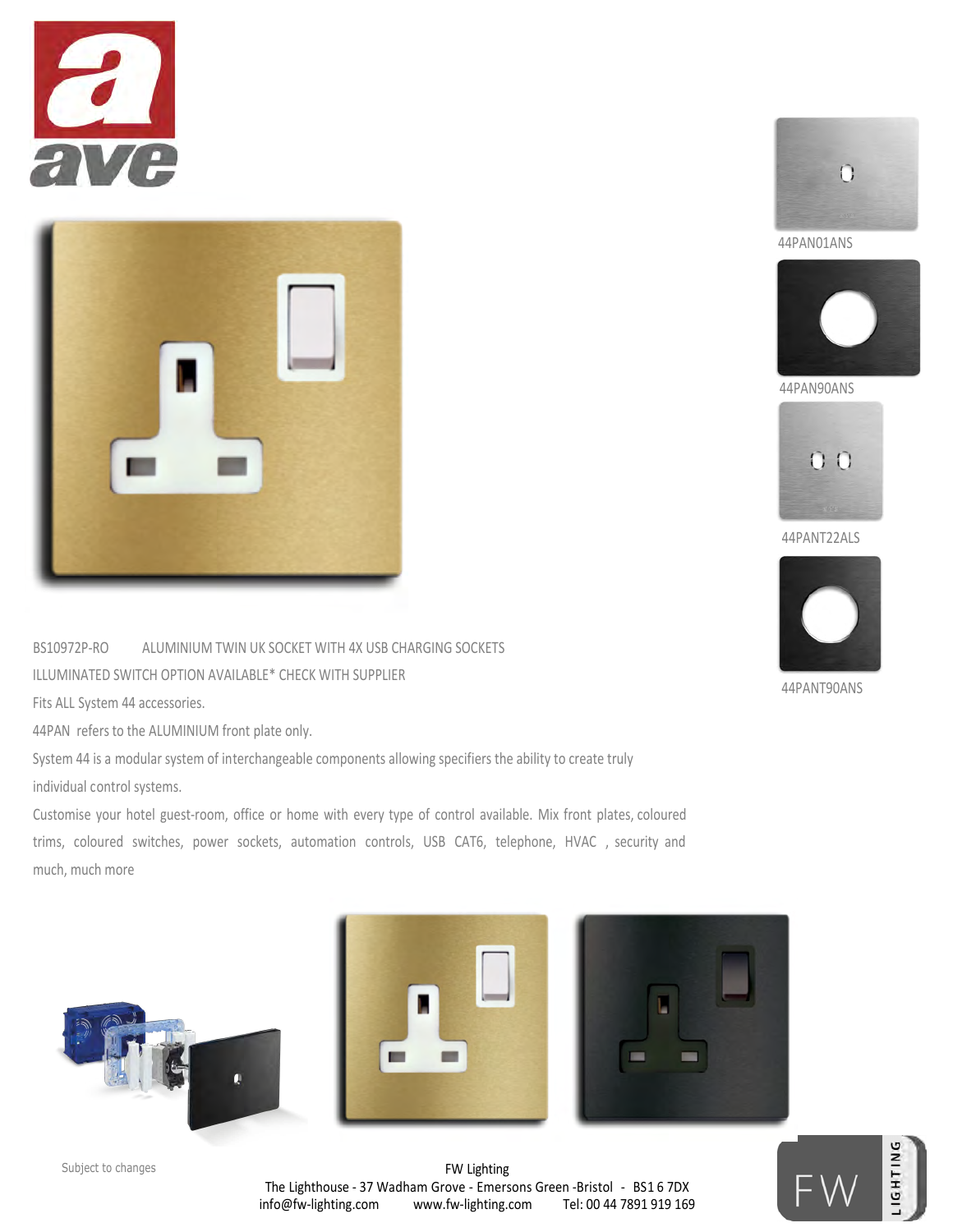44PAN01ANS

44PAN90ANS

44PANT22ALS

44PANT90ANS

BS10972P-RO ALUMINIUM TWIN UK SOCKET WITH 4X USB CHARGING SOCKETS

ILLUMINATED SWITCH OPTION AVAILABLE* CHECK WITH SUPPLIER

Fits ALL System 44 accessories.

44PAN refers to the ALUMINIUM front plate only.

System 44 is a modular system of interchangeable components allowing specifiers the ability to create truly individual control systems.

Customise your hotel guest-room, office or home with every type of control available. Mix front plates, coloured trims, coloured switches, power sockets, automation controls, USB CAT6, telephone, HVAC , security and much, much more

Subject to changes

FW Lighting
The Lighthouse - 37 Wadham Grove - Emersons Green -Bristol - BS16 7DX
info@fw-lighting.com www.fw-lighting.com Tel: 00 44 7891 919 169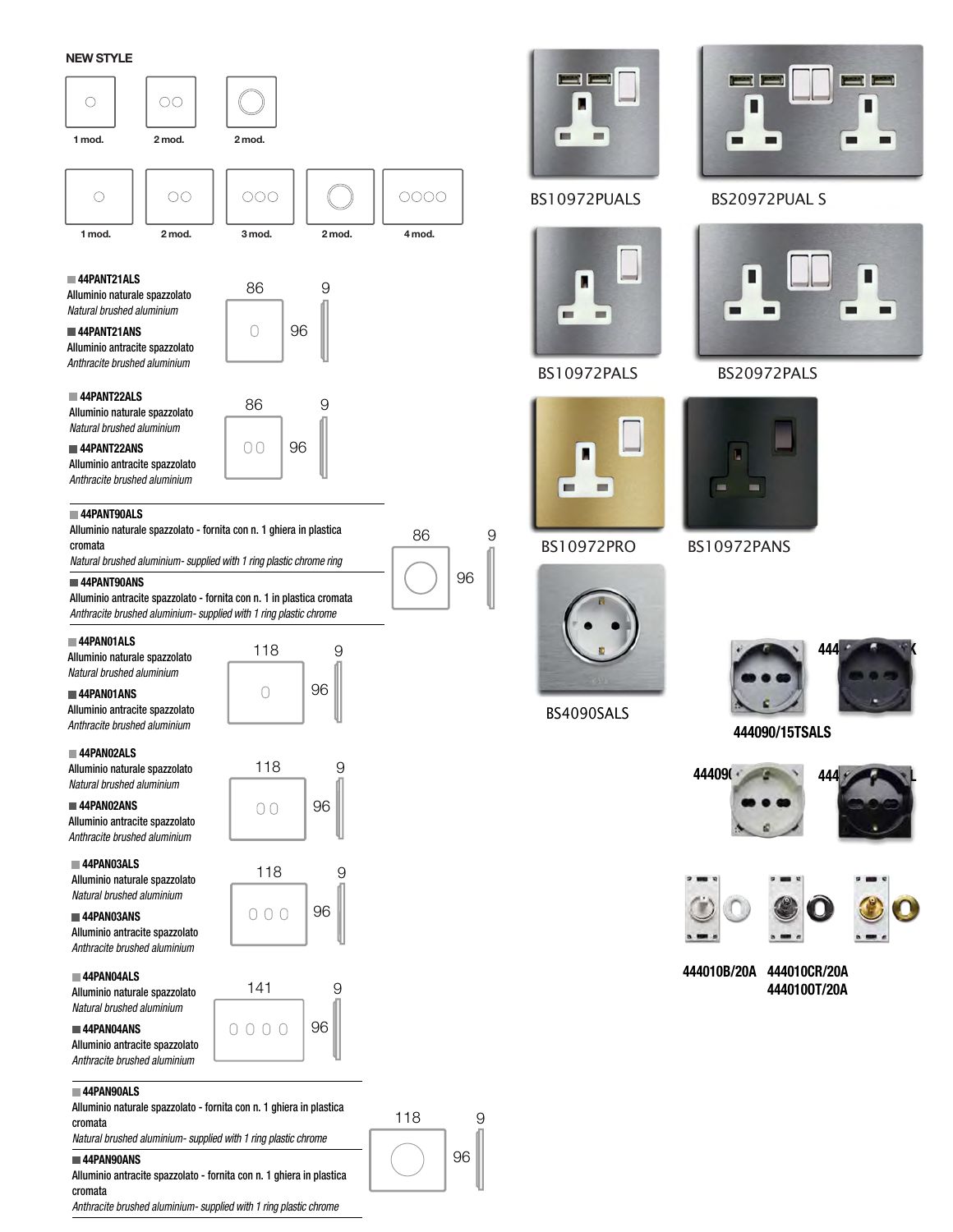## NEW STYLE

1 mod.

2 mod.

2 mod.

1 mod.

2 mod.

3 mod.

2 mod.

4 mod.

**44PANT21ALS**
Alluminio naturale spazzolato
*Natural brushed aluminium*

**44PANT21ANS**
Alluminio antracite spazzolato
*Anthracite brushed aluminium*

86 9 96

**44PANT22ALS**
Alluminio naturale spazzolato
*Natural brushed aluminium*

**44PANT22ANS**
Alluminio antracite spazzolato
*Anthracite brushed aluminium*

86 9 96

**44PANT90ALS**
Alluminio naturale spazzolato - fornita con n. 1 ghiera in plastica cromata
*Natural brushed aluminium- supplied with 1 ring plastic chrome ring*

**44PANT90ANS**
Alluminio antracite spazzolato - fornita con n. 1 in plastica cromata
*Anthracite brushed aluminium- supplied with 1 ring plastic chrome*

86 9 96

**44PAN01ALS**
Alluminio naturale spazzolato
*Natural brushed aluminium*

**44PAN01ANS**
Alluminio antracite spazzolato
*Anthracite brushed aluminium*

118 9 96

**44PAN02ALS**
Alluminio naturale spazzolato
*Natural brushed aluminium*

**44PAN02ANS**
Alluminio antracite spazzolato
*Anthracite brushed aluminium*

118 9 96

**44PAN03ALS**
Alluminio naturale spazzolato
*Natural brushed aluminium*

**44PAN03ANS**
Alluminio antracite spazzolato
*Anthracite brushed aluminium*

118 9 96

**44PAN04ALS**
Alluminio naturale spazzolato
*Natural brushed aluminium*

**44PAN04ANS**
Alluminio antracite spazzolato
*Anthracite brushed aluminium*

141 9 96

**44PAN90ALS**
Alluminio naturale spazzolato - fornita con n. 1 ghiera in plastica cromata
*Natural brushed aluminium- supplied with 1 ring plastic chrome*

**44PAN90ANS**
Alluminio antracite spazzolato - fornita con n. 1 ghiera in plastica cromata
*Anthracite brushed aluminium- supplied with 1 ring plastic chrome*

118 9 96

BS10972PUALS

BS20972PUAL S

BS10972PALS

BS20972PALS

BS10972PRO

BS10972PANS

BS4090SALS

**444090/15TSALS**

**444010B/20A** **444010CR/20A** **444010OT/20A**